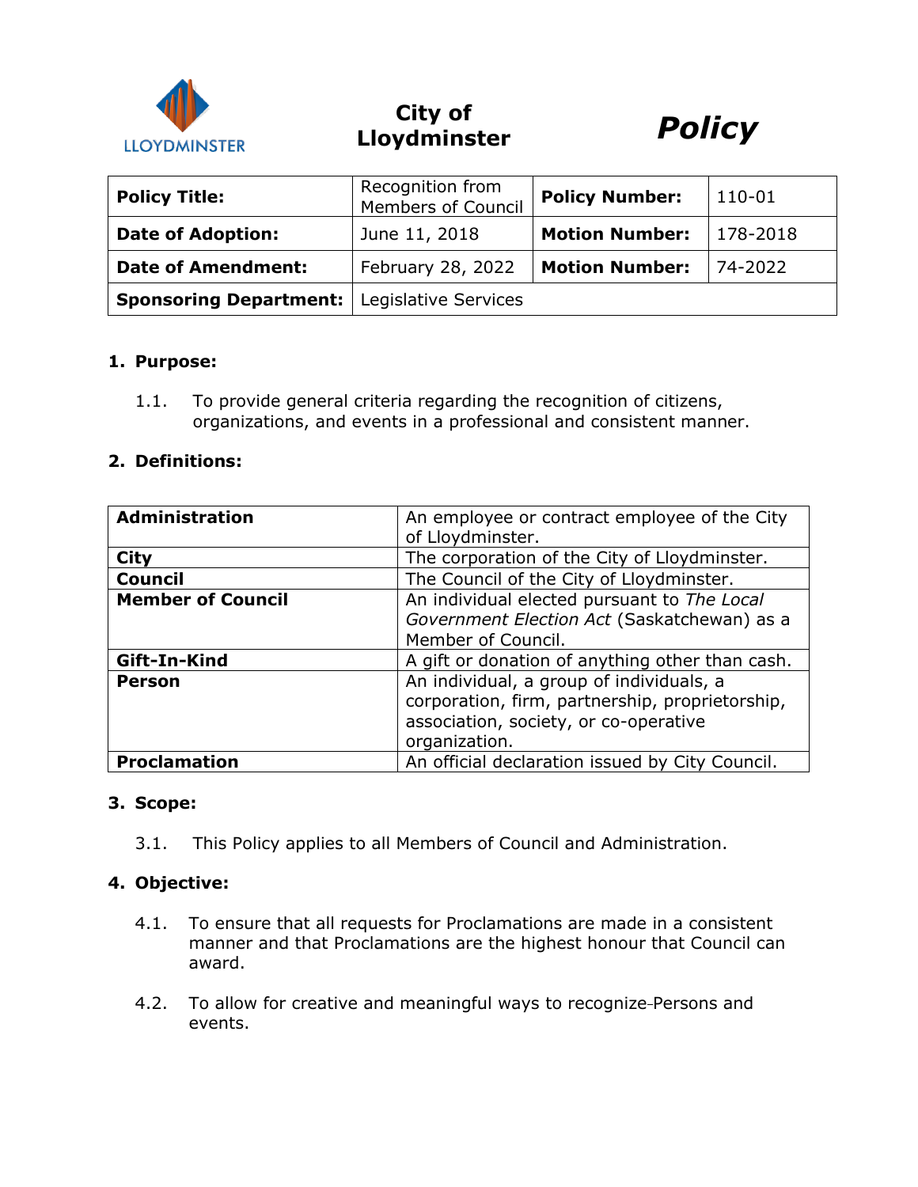# City of Lloydminster

# *Policy*

| **Policy Title:** | Recognition from Members of Council | **Policy Number:** | 110-01 |
|---|---|---|---|
| **Date of Adoption:** | June 11, 2018 | **Motion Number:** | 178-2018 |
| **Date of Amendment:** | February 28, 2022 | **Motion Number:** | 74-2022 |
| **Sponsoring Department:** | Legislative Services | | |

## 1. Purpose:

1.1. To provide general criteria regarding the recognition of citizens, organizations, and events in a professional and consistent manner.

## 2. Definitions:

| | |
|---|---|
| **Administration** | An employee or contract employee of the City of Lloydminster. |
| **City** | The corporation of the City of Lloydminster. |
| **Council** | The Council of the City of Lloydminster. |
| **Member of Council** | An individual elected pursuant to *The Local Government Election Act* (Saskatchewan) as a Member of Council. |
| **Gift-In-Kind** | A gift or donation of anything other than cash. |
| **Person** | An individual, a group of individuals, a corporation, firm, partnership, proprietorship, association, society, or co-operative organization. |
| **Proclamation** | An official declaration issued by City Council. |

## 3. Scope:

3.1. This Policy applies to all Members of Council and Administration.

## 4. Objective:

4.1. To ensure that all requests for Proclamations are made in a consistent manner and that Proclamations are the highest honour that Council can award.

4.2. To allow for creative and meaningful ways to recognize Persons and events.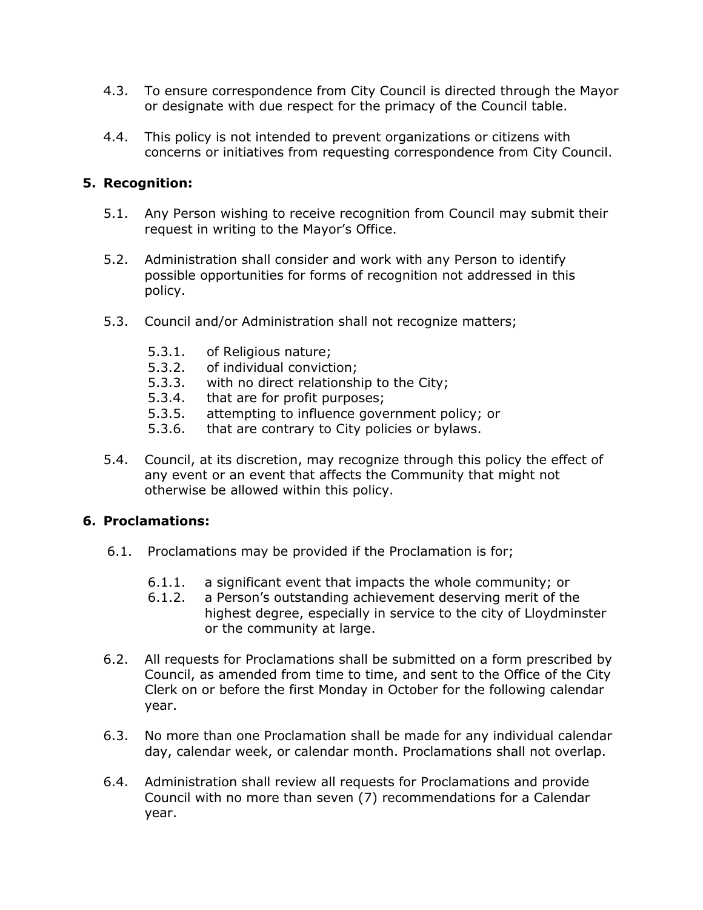4.3. To ensure correspondence from City Council is directed through the Mayor or designate with due respect for the primacy of the Council table.

4.4. This policy is not intended to prevent organizations or citizens with concerns or initiatives from requesting correspondence from City Council.

## 5. Recognition:

5.1. Any Person wishing to receive recognition from Council may submit their request in writing to the Mayor's Office.

5.2. Administration shall consider and work with any Person to identify possible opportunities for forms of recognition not addressed in this policy.

5.3. Council and/or Administration shall not recognize matters;

- 5.3.1. of Religious nature;
- 5.3.2. of individual conviction;
- 5.3.3. with no direct relationship to the City;
- 5.3.4. that are for profit purposes;
- 5.3.5. attempting to influence government policy; or
- 5.3.6. that are contrary to City policies or bylaws.

5.4. Council, at its discretion, may recognize through this policy the effect of any event or an event that affects the Community that might not otherwise be allowed within this policy.

## 6. Proclamations:

6.1. Proclamations may be provided if the Proclamation is for;

- 6.1.1. a significant event that impacts the whole community; or
- 6.1.2. a Person's outstanding achievement deserving merit of the highest degree, especially in service to the city of Lloydminster or the community at large.

6.2. All requests for Proclamations shall be submitted on a form prescribed by Council, as amended from time to time, and sent to the Office of the City Clerk on or before the first Monday in October for the following calendar year.

6.3. No more than one Proclamation shall be made for any individual calendar day, calendar week, or calendar month. Proclamations shall not overlap.

6.4. Administration shall review all requests for Proclamations and provide Council with no more than seven (7) recommendations for a Calendar year.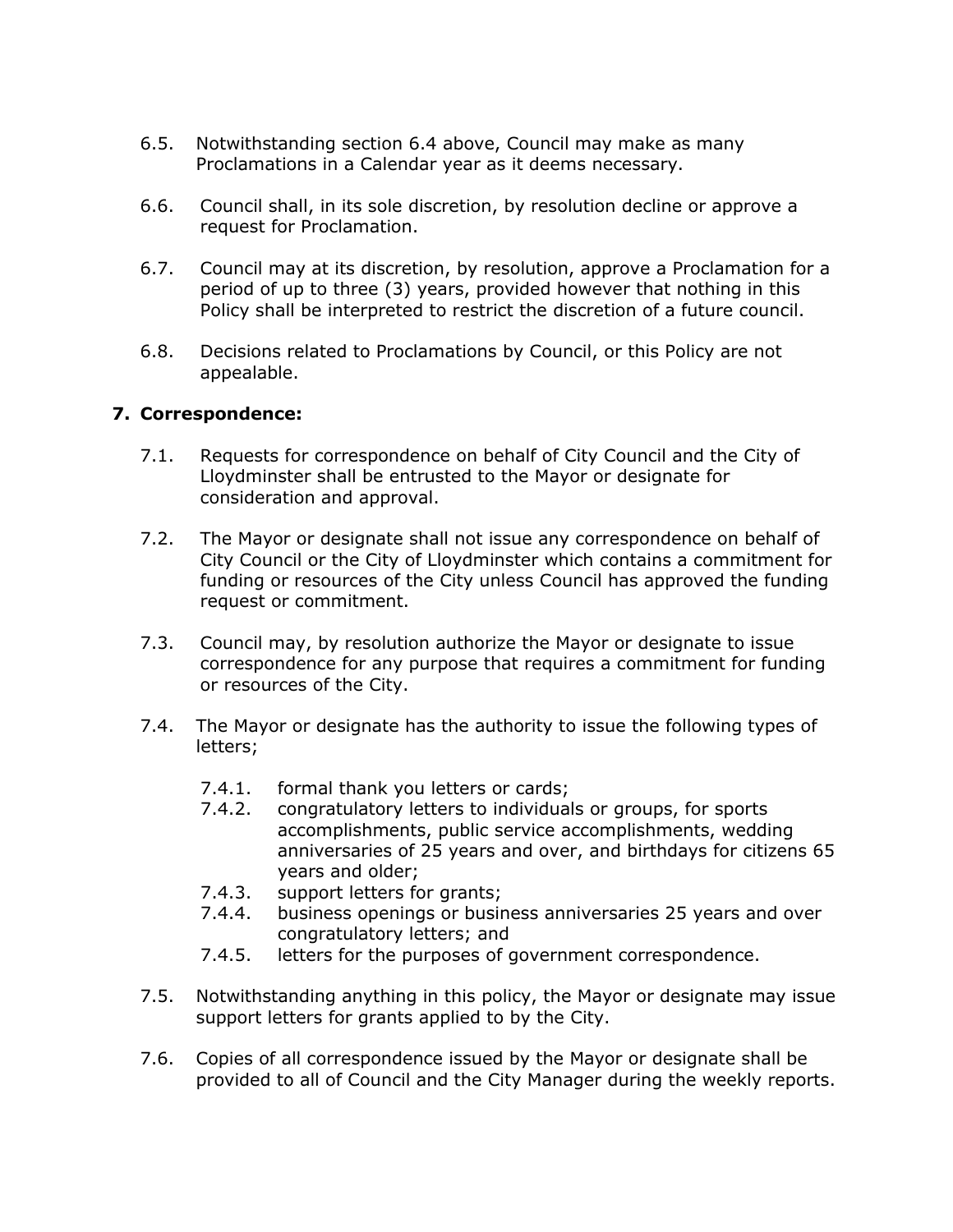6.5. Notwithstanding section 6.4 above, Council may make as many Proclamations in a Calendar year as it deems necessary.

6.6. Council shall, in its sole discretion, by resolution decline or approve a request for Proclamation.

6.7. Council may at its discretion, by resolution, approve a Proclamation for a period of up to three (3) years, provided however that nothing in this Policy shall be interpreted to restrict the discretion of a future council.

6.8. Decisions related to Proclamations by Council, or this Policy are not appealable.

## 7. Correspondence:

7.1. Requests for correspondence on behalf of City Council and the City of Lloydminster shall be entrusted to the Mayor or designate for consideration and approval.

7.2. The Mayor or designate shall not issue any correspondence on behalf of City Council or the City of Lloydminster which contains a commitment for funding or resources of the City unless Council has approved the funding request or commitment.

7.3. Council may, by resolution authorize the Mayor or designate to issue correspondence for any purpose that requires a commitment for funding or resources of the City.

7.4. The Mayor or designate has the authority to issue the following types of letters;

- 7.4.1. formal thank you letters or cards;
- 7.4.2. congratulatory letters to individuals or groups, for sports accomplishments, public service accomplishments, wedding anniversaries of 25 years and over, and birthdays for citizens 65 years and older;
- 7.4.3. support letters for grants;
- 7.4.4. business openings or business anniversaries 25 years and over congratulatory letters; and
- 7.4.5. letters for the purposes of government correspondence.

7.5. Notwithstanding anything in this policy, the Mayor or designate may issue support letters for grants applied to by the City.

7.6. Copies of all correspondence issued by the Mayor or designate shall be provided to all of Council and the City Manager during the weekly reports.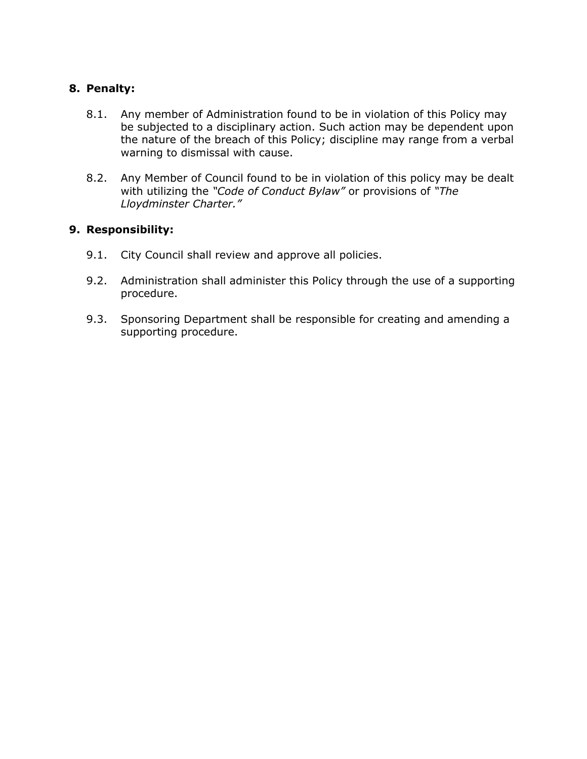## 8. Penalty:

8.1. Any member of Administration found to be in violation of this Policy may be subjected to a disciplinary action. Such action may be dependent upon the nature of the breach of this Policy; discipline may range from a verbal warning to dismissal with cause.

8.2. Any Member of Council found to be in violation of this policy may be dealt with utilizing the *"Code of Conduct Bylaw"* or provisions of *"The Lloydminster Charter."*

## 9. Responsibility:

9.1. City Council shall review and approve all policies.

9.2. Administration shall administer this Policy through the use of a supporting procedure.

9.3. Sponsoring Department shall be responsible for creating and amending a supporting procedure.